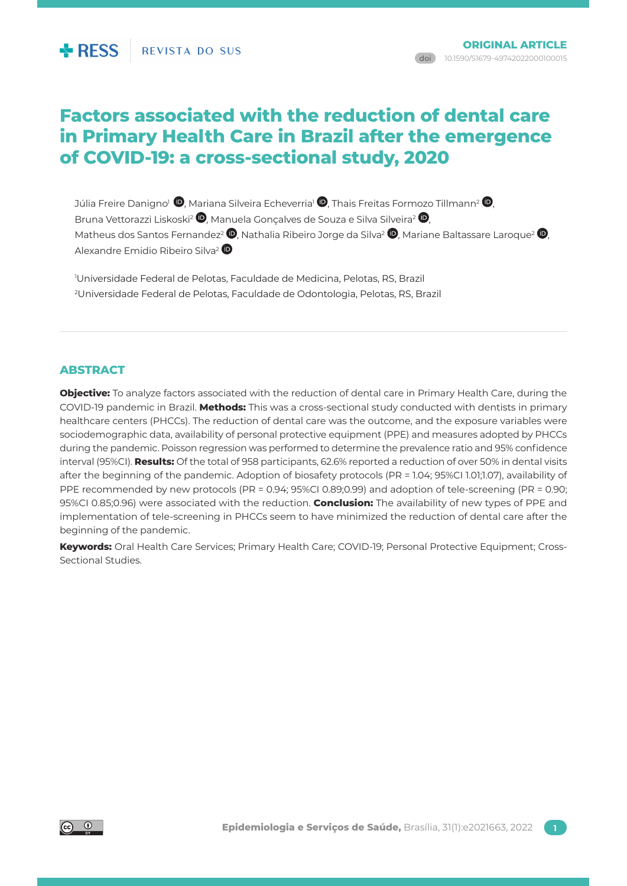ORIGINAL ARTICLE

doi 10.1590/S1679-49742022000100015

# Factors associated with the reduction of dental care in Primary Health Care in Brazil after the emergence of COVID-19: a cross-sectional study, 2020

Júlia Freire Danigno[1], Mariana Silveira Echeverria[1], Thais Freitas Formozo Tillmann[2], Bruna Vettorazzi Liskoski[2], Manuela Gonçalves de Souza e Silva Silveira[2], Matheus dos Santos Fernandez[2], Nathalia Ribeiro Jorge da Silva[2], Mariane Baltassare Laroque[2], Alexandre Emidio Ribeiro Silva[2]

[1]Universidade Federal de Pelotas, Faculdade de Medicina, Pelotas, RS, Brazil
[2]Universidade Federal de Pelotas, Faculdade de Odontologia, Pelotas, RS, Brazil

## ABSTRACT

**Objective:** To analyze factors associated with the reduction of dental care in Primary Health Care, during the COVID-19 pandemic in Brazil. **Methods:** This was a cross-sectional study conducted with dentists in primary healthcare centers (PHCCs). The reduction of dental care was the outcome, and the exposure variables were sociodemographic data, availability of personal protective equipment (PPE) and measures adopted by PHCCs during the pandemic. Poisson regression was performed to determine the prevalence ratio and 95% confidence interval (95%CI). **Results:** Of the total of 958 participants, 62.6% reported a reduction of over 50% in dental visits after the beginning of the pandemic. Adoption of biosafety protocols (PR = 1.04; 95%CI 1.01;1.07), availability of PPE recommended by new protocols (PR = 0.94; 95%CI 0.89;0.99) and adoption of tele-screening (PR = 0.90; 95%CI 0.85;0.96) were associated with the reduction. **Conclusion:** The availability of new types of PPE and implementation of tele-screening in PHCCs seem to have minimized the reduction of dental care after the beginning of the pandemic.

**Keywords:** Oral Health Care Services; Primary Health Care; COVID-19; Personal Protective Equipment; Cross-Sectional Studies.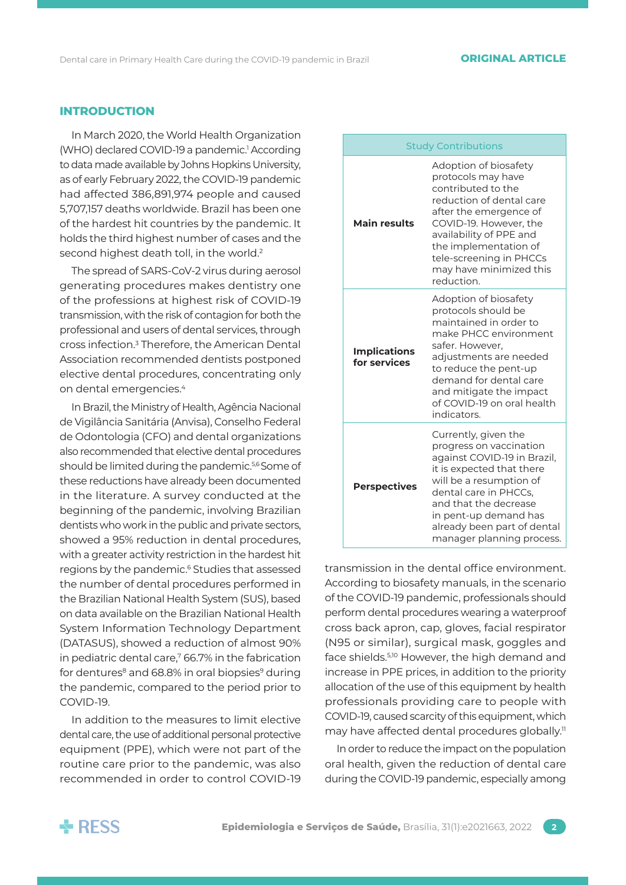## INTRODUCTION

In March 2020, the World Health Organization (WHO) declared COVID-19 a pandemic.[1] According to data made available by Johns Hopkins University, as of early February 2022, the COVID-19 pandemic had affected 386,891,974 people and caused 5,707,157 deaths worldwide. Brazil has been one of the hardest hit countries by the pandemic. It holds the third highest number of cases and the second highest death toll, in the world.[2]

The spread of SARS-CoV-2 virus during aerosol generating procedures makes dentistry one of the professions at highest risk of COVID-19 transmission, with the risk of contagion for both the professional and users of dental services, through cross infection.[3] Therefore, the American Dental Association recommended dentists postponed elective dental procedures, concentrating only on dental emergencies.[4]

In Brazil, the Ministry of Health, Agência Nacional de Vigilância Sanitária (Anvisa), Conselho Federal de Odontologia (CFO) and dental organizations also recommended that elective dental procedures should be limited during the pandemic.[5,6] Some of these reductions have already been documented in the literature. A survey conducted at the beginning of the pandemic, involving Brazilian dentists who work in the public and private sectors, showed a 95% reduction in dental procedures, with a greater activity restriction in the hardest hit regions by the pandemic.[6] Studies that assessed the number of dental procedures performed in the Brazilian National Health System (SUS), based on data available on the Brazilian National Health System Information Technology Department (DATASUS), showed a reduction of almost 90% in pediatric dental care,[7] 66.7% in the fabrication for dentures[8] and 68.8% in oral biopsies[9] during the pandemic, compared to the period prior to COVID-19.

In addition to the measures to limit elective dental care, the use of additional personal protective equipment (PPE), which were not part of the routine care prior to the pandemic, was also recommended in order to control COVID-19 transmission in the dental office environment. According to biosafety manuals, in the scenario of the COVID-19 pandemic, professionals should perform dental procedures wearing a waterproof cross back apron, cap, gloves, facial respirator (N95 or similar), surgical mask, goggles and face shields.[5,10] However, the high demand and increase in PPE prices, in addition to the priority allocation of the use of this equipment by health professionals providing care to people with COVID-19, caused scarcity of this equipment, which may have affected dental procedures globally.[11]

In order to reduce the impact on the population oral health, given the reduction of dental care during the COVID-19 pandemic, especially among

| Study Contributions | |
|---|---|
| **Main results** | Adoption of biosafety protocols may have contributed to the reduction of dental care after the emergence of COVID-19. However, the availability of PPE and the implementation of tele-screening in PHCCs may have minimized this reduction. |
| **Implications for services** | Adoption of biosafety protocols should be maintained in order to make PHCC environment safer. However, adjustments are needed to reduce the pent-up demand for dental care and mitigate the impact of COVID-19 on oral health indicators. |
| **Perspectives** | Currently, given the progress on vaccination against COVID-19 in Brazil, it is expected that there will be a resumption of dental care in PHCCs, and that the decrease in pent-up demand has already been part of dental manager planning process. |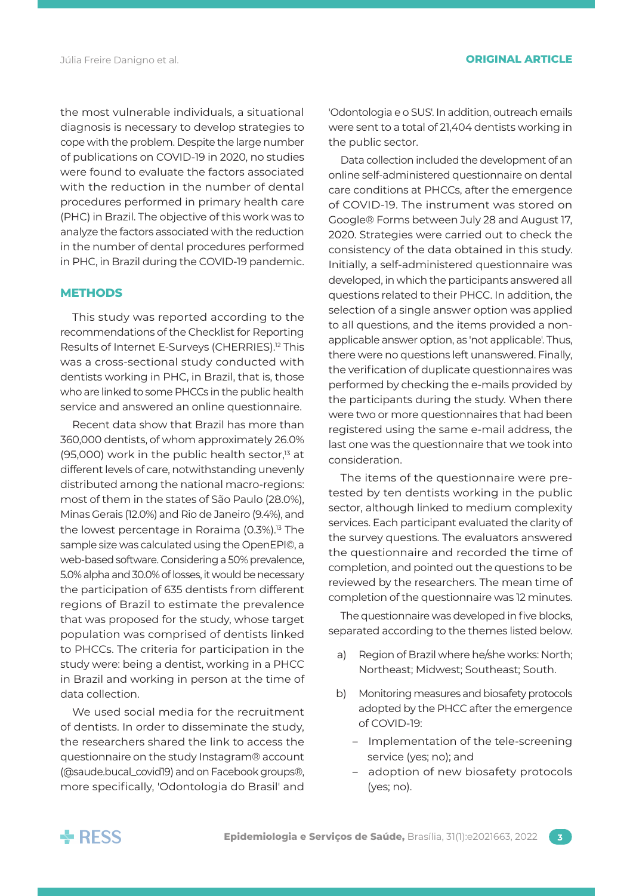the most vulnerable individuals, a situational diagnosis is necessary to develop strategies to cope with the problem. Despite the large number of publications on COVID-19 in 2020, no studies were found to evaluate the factors associated with the reduction in the number of dental procedures performed in primary health care (PHC) in Brazil. The objective of this work was to analyze the factors associated with the reduction in the number of dental procedures performed in PHC, in Brazil during the COVID-19 pandemic.

## METHODS

This study was reported according to the recommendations of the Checklist for Reporting Results of Internet E-Surveys (CHERRIES).[12] This was a cross-sectional study conducted with dentists working in PHC, in Brazil, that is, those who are linked to some PHCCs in the public health service and answered an online questionnaire.

Recent data show that Brazil has more than 360,000 dentists, of whom approximately 26.0% (95,000) work in the public health sector,[13] at different levels of care, notwithstanding unevenly distributed among the national macro-regions: most of them in the states of São Paulo (28.0%), Minas Gerais (12.0%) and Rio de Janeiro (9.4%), and the lowest percentage in Roraima (0.3%).[13] The sample size was calculated using the OpenEPI©, a web-based software. Considering a 50% prevalence, 5.0% alpha and 30.0% of losses, it would be necessary the participation of 635 dentists from different regions of Brazil to estimate the prevalence that was proposed for the study, whose target population was comprised of dentists linked to PHCCs. The criteria for participation in the study were: being a dentist, working in a PHCC in Brazil and working in person at the time of data collection.

We used social media for the recruitment of dentists. In order to disseminate the study, the researchers shared the link to access the questionnaire on the study Instagram® account (@saude.bucal_covid19) and on Facebook groups®, more specifically, 'Odontologia do Brasil' and 'Odontologia e o SUS'. In addition, outreach emails were sent to a total of 21,404 dentists working in the public sector.

Data collection included the development of an online self-administered questionnaire on dental care conditions at PHCCs, after the emergence of COVID-19. The instrument was stored on Google® Forms between July 28 and August 17, 2020. Strategies were carried out to check the consistency of the data obtained in this study. Initially, a self-administered questionnaire was developed, in which the participants answered all questions related to their PHCC. In addition, the selection of a single answer option was applied to all questions, and the items provided a non-applicable answer option, as 'not applicable'. Thus, there were no questions left unanswered. Finally, the verification of duplicate questionnaires was performed by checking the e-mails provided by the participants during the study. When there were two or more questionnaires that had been registered using the same e-mail address, the last one was the questionnaire that we took into consideration.

The items of the questionnaire were pre-tested by ten dentists working in the public sector, although linked to medium complexity services. Each participant evaluated the clarity of the survey questions. The evaluators answered the questionnaire and recorded the time of completion, and pointed out the questions to be reviewed by the researchers. The mean time of completion of the questionnaire was 12 minutes.

The questionnaire was developed in five blocks, separated according to the themes listed below.

a) Region of Brazil where he/she works: North; Northeast; Midwest; Southeast; South.

b) Monitoring measures and biosafety protocols adopted by the PHCC after the emergence of COVID-19:
   - Implementation of the tele-screening service (yes; no); and
   - adoption of new biosafety protocols (yes; no).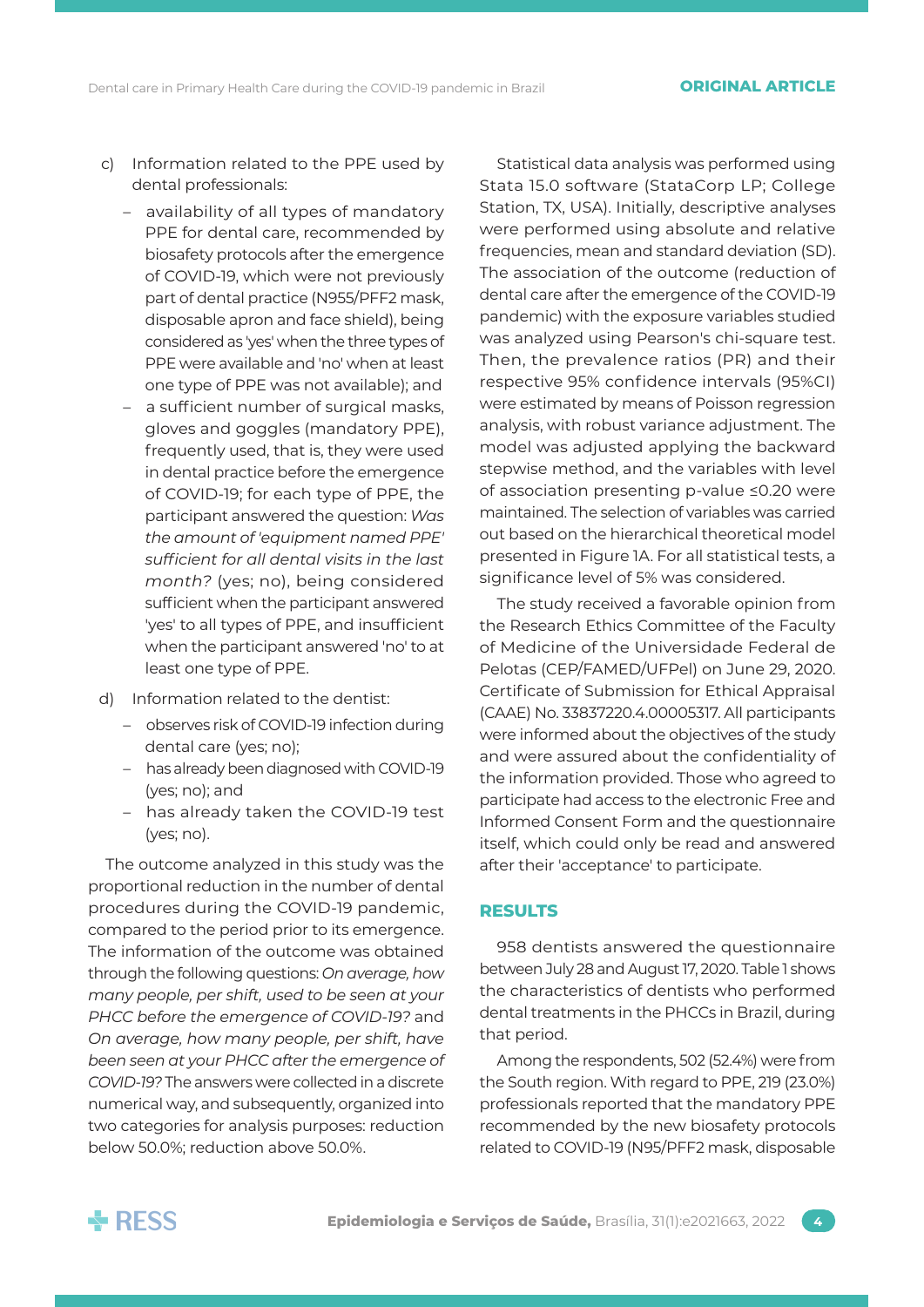c) Information related to the PPE used by dental professionals:

   – availability of all types of mandatory PPE for dental care, recommended by biosafety protocols after the emergence of COVID-19, which were not previously part of dental practice (N955/PFF2 mask, disposable apron and face shield), being considered as 'yes' when the three types of PPE were available and 'no' when at least one type of PPE was not available); and

   – a sufficient number of surgical masks, gloves and goggles (mandatory PPE), frequently used, that is, they were used in dental practice before the emergence of COVID-19; for each type of PPE, the participant answered the question: *Was the amount of 'equipment named PPE' sufficient for all dental visits in the last month?* (yes; no), being considered sufficient when the participant answered 'yes' to all types of PPE, and insufficient when the participant answered 'no' to at least one type of PPE.

d) Information related to the dentist:

   – observes risk of COVID-19 infection during dental care (yes; no);

   – has already been diagnosed with COVID-19 (yes; no); and

   – has already taken the COVID-19 test (yes; no).

The outcome analyzed in this study was the proportional reduction in the number of dental procedures during the COVID-19 pandemic, compared to the period prior to its emergence. The information of the outcome was obtained through the following questions: *On average, how many people, per shift, used to be seen at your PHCC before the emergence of COVID-19?* and *On average, how many people, per shift, have been seen at your PHCC after the emergence of COVID-19?* The answers were collected in a discrete numerical way, and subsequently, organized into two categories for analysis purposes: reduction below 50.0%; reduction above 50.0%.

Statistical data analysis was performed using Stata 15.0 software (StataCorp LP; College Station, TX, USA). Initially, descriptive analyses were performed using absolute and relative frequencies, mean and standard deviation (SD). The association of the outcome (reduction of dental care after the emergence of the COVID-19 pandemic) with the exposure variables studied was analyzed using Pearson's chi-square test. Then, the prevalence ratios (PR) and their respective 95% confidence intervals (95%CI) were estimated by means of Poisson regression analysis, with robust variance adjustment. The model was adjusted applying the backward stepwise method, and the variables with level of association presenting p-value ≤0.20 were maintained. The selection of variables was carried out based on the hierarchical theoretical model presented in Figure 1A. For all statistical tests, a significance level of 5% was considered.

The study received a favorable opinion from the Research Ethics Committee of the Faculty of Medicine of the Universidade Federal de Pelotas (CEP/FAMED/UFPel) on June 29, 2020. Certificate of Submission for Ethical Appraisal (CAAE) No. 33837220.4.00005317. All participants were informed about the objectives of the study and were assured about the confidentiality of the information provided. Those who agreed to participate had access to the electronic Free and Informed Consent Form and the questionnaire itself, which could only be read and answered after their 'acceptance' to participate.

## RESULTS

958 dentists answered the questionnaire between July 28 and August 17, 2020. Table 1 shows the characteristics of dentists who performed dental treatments in the PHCCs in Brazil, during that period.

Among the respondents, 502 (52.4%) were from the South region. With regard to PPE, 219 (23.0%) professionals reported that the mandatory PPE recommended by the new biosafety protocols related to COVID-19 (N95/PFF2 mask, disposable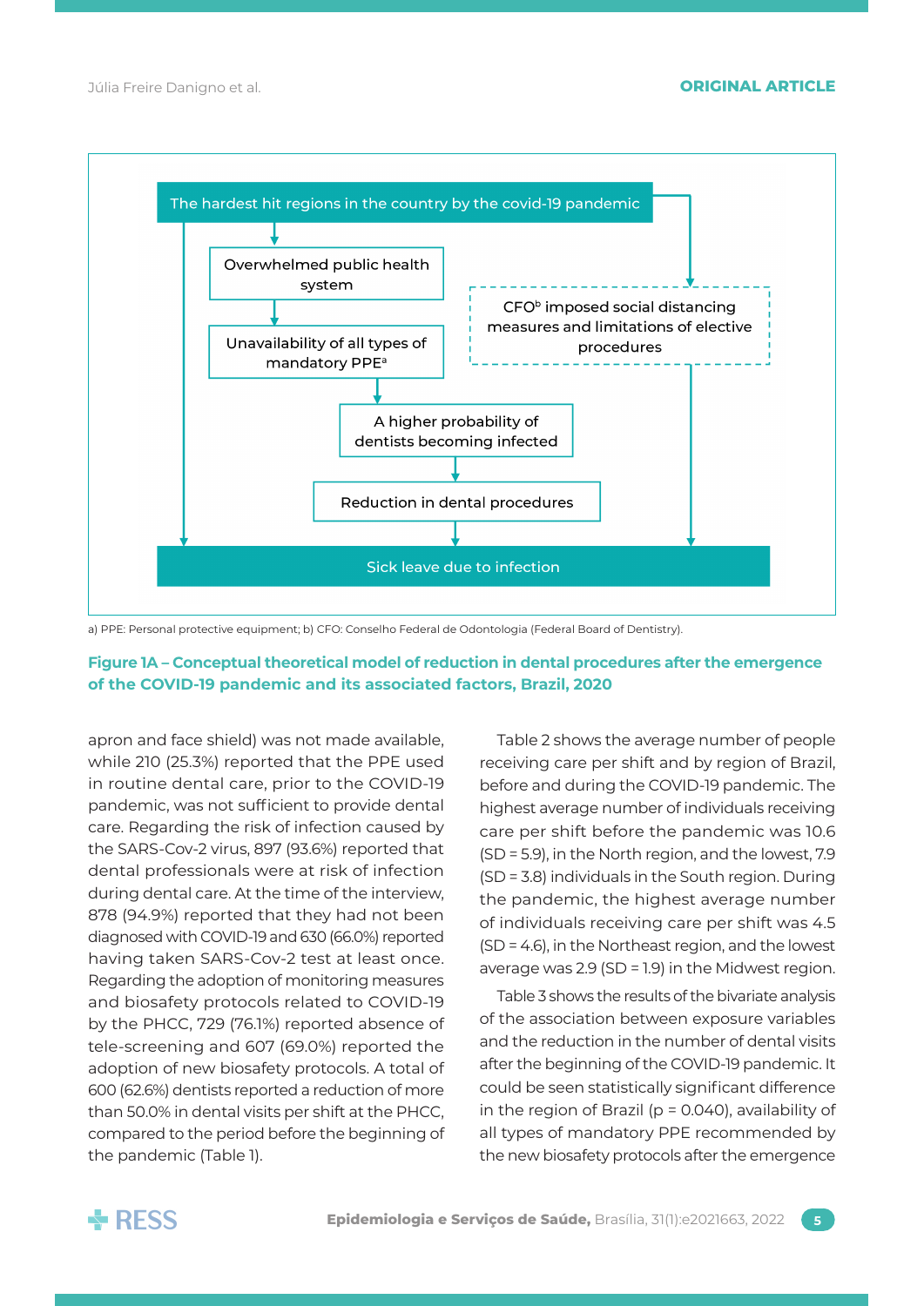The hardest hit regions in the country by the covid-19 pandemic

Overwhelmed public health system

Unavailability of all types of mandatory PPE[a]

CFO[b] imposed social distancing measures and limitations of elective procedures

A higher probability of dentists becoming infected

Reduction in dental procedures

Sick leave due to infection

a) PPE: Personal protective equipment; b) CFO: Conselho Federal de Odontologia (Federal Board of Dentistry).

**Figure 1A – Conceptual theoretical model of reduction in dental procedures after the emergence of the COVID-19 pandemic and its associated factors, Brazil, 2020**

apron and face shield) was not made available, while 210 (25.3%) reported that the PPE used in routine dental care, prior to the COVID-19 pandemic, was not sufficient to provide dental care. Regarding the risk of infection caused by the SARS-Cov-2 virus, 897 (93.6%) reported that dental professionals were at risk of infection during dental care. At the time of the interview, 878 (94.9%) reported that they had not been diagnosed with COVID-19 and 630 (66.0%) reported having taken SARS-Cov-2 test at least once. Regarding the adoption of monitoring measures and biosafety protocols related to COVID-19 by the PHCC, 729 (76.1%) reported absence of tele-screening and 607 (69.0%) reported the adoption of new biosafety protocols. A total of 600 (62.6%) dentists reported a reduction of more than 50.0% in dental visits per shift at the PHCC, compared to the period before the beginning of the pandemic (Table 1).

Table 2 shows the average number of people receiving care per shift and by region of Brazil, before and during the COVID-19 pandemic. The highest average number of individuals receiving care per shift before the pandemic was 10.6 (SD = 5.9), in the North region, and the lowest, 7.9 (SD = 3.8) individuals in the South region. During the pandemic, the highest average number of individuals receiving care per shift was 4.5 (SD = 4.6), in the Northeast region, and the lowest average was 2.9 (SD = 1.9) in the Midwest region.

Table 3 shows the results of the bivariate analysis of the association between exposure variables and the reduction in the number of dental visits after the beginning of the COVID-19 pandemic. It could be seen statistically significant difference in the region of Brazil ($p = 0.040$), availability of all types of mandatory PPE recommended by the new biosafety protocols after the emergence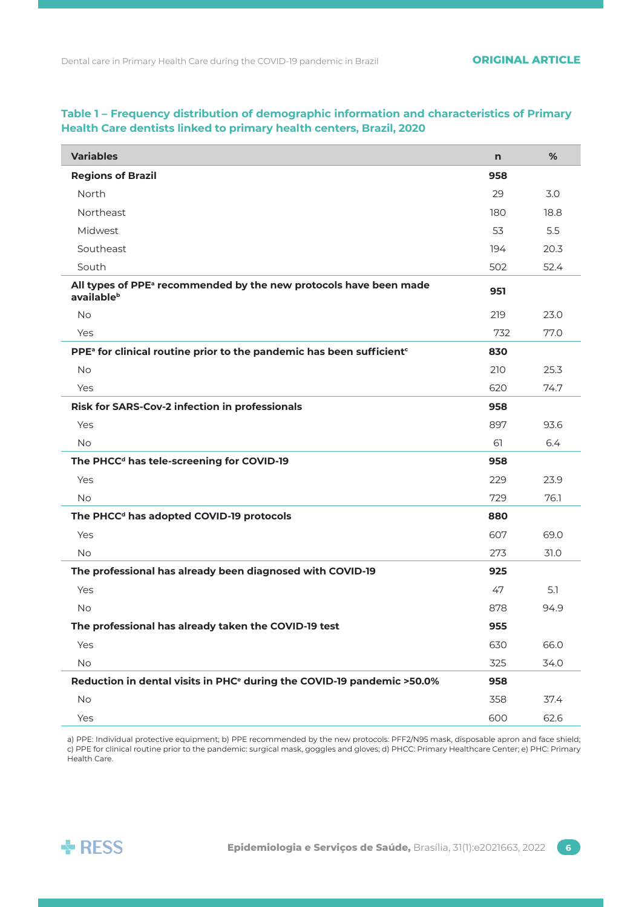**Table 1 – Frequency distribution of demographic information and characteristics of Primary Health Care dentists linked to primary health centers, Brazil, 2020**

| Variables | n | % |
|---|---|---|
| **Regions of Brazil** | **958** | |
| North | 29 | 3.0 |
| Northeast | 180 | 18.8 |
| Midwest | 53 | 5.5 |
| Southeast | 194 | 20.3 |
| South | 502 | 52.4 |
| **All types of PPE[a] recommended by the new protocols have been made available[b]** | **951** | |
| No | 219 | 23.0 |
| Yes | 732 | 77.0 |
| **PPE[a] for clinical routine prior to the pandemic has been sufficient[c]** | **830** | |
| No | 210 | 25.3 |
| Yes | 620 | 74.7 |
| **Risk for SARS-Cov-2 infection in professionals** | **958** | |
| Yes | 897 | 93.6 |
| No | 61 | 6.4 |
| **The PHCC[d] has tele-screening for COVID-19** | **958** | |
| Yes | 229 | 23.9 |
| No | 729 | 76.1 |
| **The PHCC[d] has adopted COVID-19 protocols** | **880** | |
| Yes | 607 | 69.0 |
| No | 273 | 31.0 |
| **The professional has already been diagnosed with COVID-19** | **925** | |
| Yes | 47 | 5.1 |
| No | 878 | 94.9 |
| **The professional has already taken the COVID-19 test** | **955** | |
| Yes | 630 | 66.0 |
| No | 325 | 34.0 |
| **Reduction in dental visits in PHC[e] during the COVID-19 pandemic >50.0%** | **958** | |
| No | 358 | 37.4 |
| Yes | 600 | 62.6 |

a) PPE: Individual protective equipment; b) PPE recommended by the new protocols: PFF2/N95 mask, disposable apron and face shield; c) PPE for clinical routine prior to the pandemic: surgical mask, goggles and gloves; d) PHCC: Primary Healthcare Center; e) PHC: Primary Health Care.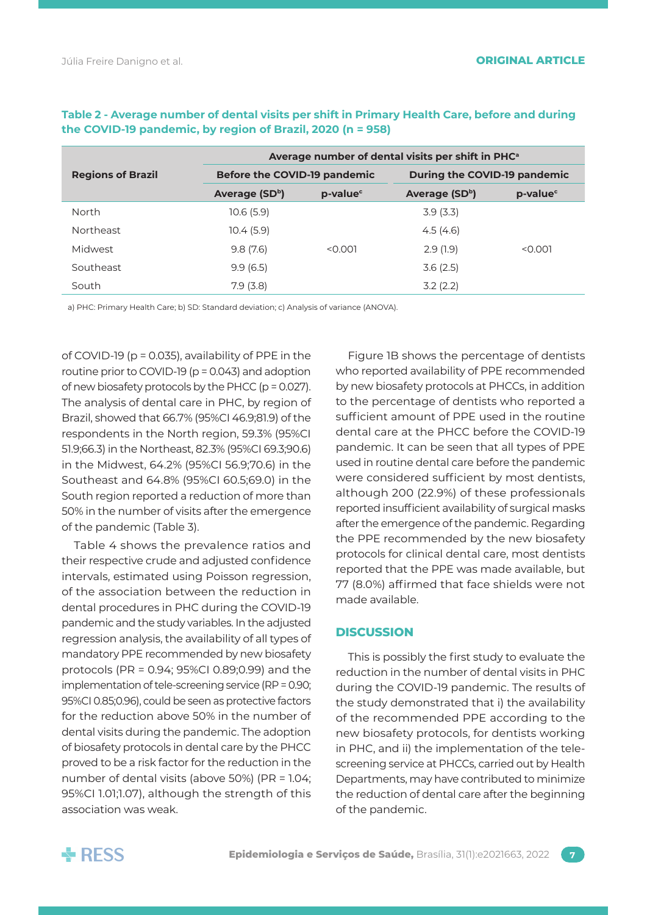**Table 2 - Average number of dental visits per shift in Primary Health Care, before and during the COVID-19 pandemic, by region of Brazil, 2020 (n = 958)**

| Regions of Brazil | Average number of dental visits per shift in PHC[a] | | | |
|---|---|---|---|---|
| | Before the COVID-19 pandemic | | During the COVID-19 pandemic | |
| | Average (SD[b]) | p-value[c] | Average (SD[b]) | p-value[c] |
| North | 10.6 (5.9) | | 3.9 (3.3) | |
| Northeast | 10.4 (5.9) | | 4.5 (4.6) | |
| Midwest | 9.8 (7.6) | <0.001 | 2.9 (1.9) | <0.001 |
| Southeast | 9.9 (6.5) | | 3.6 (2.5) | |
| South | 7.9 (3.8) | | 3.2 (2.2) | |

a) PHC: Primary Health Care; b) SD: Standard deviation; c) Analysis of variance (ANOVA).

of COVID-19 (p = 0.035), availability of PPE in the routine prior to COVID-19 (p = 0.043) and adoption of new biosafety protocols by the PHCC (p = 0.027). The analysis of dental care in PHC, by region of Brazil, showed that 66.7% (95%CI 46.9;81.9) of the respondents in the North region, 59.3% (95%CI 51.9;66.3) in the Northeast, 82.3% (95%CI 69.3;90.6) in the Midwest, 64.2% (95%CI 56.9;70.6) in the Southeast and 64.8% (95%CI 60.5;69.0) in the South region reported a reduction of more than 50% in the number of visits after the emergence of the pandemic (Table 3).

Table 4 shows the prevalence ratios and their respective crude and adjusted confidence intervals, estimated using Poisson regression, of the association between the reduction in dental procedures in PHC during the COVID-19 pandemic and the study variables. In the adjusted regression analysis, the availability of all types of mandatory PPE recommended by new biosafety protocols (PR = 0.94; 95%CI 0.89;0.99) and the implementation of tele-screening service (RP = 0.90; 95%CI 0.85;0.96), could be seen as protective factors for the reduction above 50% in the number of dental visits during the pandemic. The adoption of biosafety protocols in dental care by the PHCC proved to be a risk factor for the reduction in the number of dental visits (above 50%) (PR = 1.04; 95%CI 1.01;1.07), although the strength of this association was weak.

Figure 1B shows the percentage of dentists who reported availability of PPE recommended by new biosafety protocols at PHCCs, in addition to the percentage of dentists who reported a sufficient amount of PPE used in the routine dental care at the PHCC before the COVID-19 pandemic. It can be seen that all types of PPE used in routine dental care before the pandemic were considered sufficient by most dentists, although 200 (22.9%) of these professionals reported insufficient availability of surgical masks after the emergence of the pandemic. Regarding the PPE recommended by the new biosafety protocols for clinical dental care, most dentists reported that the PPE was made available, but 77 (8.0%) affirmed that face shields were not made available.

## DISCUSSION

This is possibly the first study to evaluate the reduction in the number of dental visits in PHC during the COVID-19 pandemic. The results of the study demonstrated that i) the availability of the recommended PPE according to the new biosafety protocols, for dentists working in PHC, and ii) the implementation of the tele-screening service at PHCCs, carried out by Health Departments, may have contributed to minimize the reduction of dental care after the beginning of the pandemic.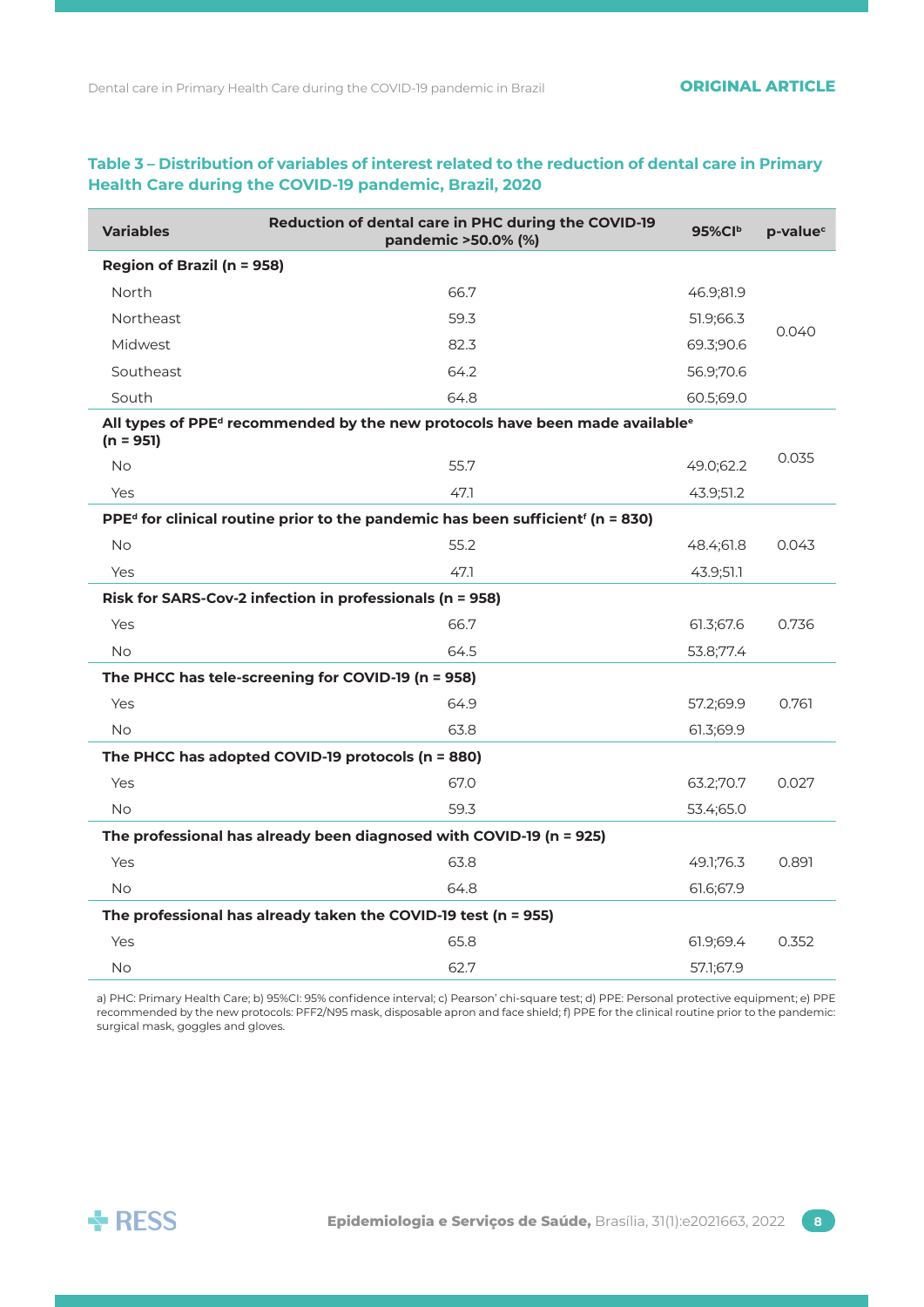**Table 3 – Distribution of variables of interest related to the reduction of dental care in Primary Health Care during the COVID-19 pandemic, Brazil, 2020**

| Variables | Reduction of dental care in PHC during the COVID-19 pandemic >50.0% (%) | 95%CI[b] | p-value[c] |
|---|---|---|---|
| **Region of Brazil (n = 958)** | | | |
| North | 66.7 | 46.9;81.9 | 0.040 |
| Northeast | 59.3 | 51.9;66.3 | |
| Midwest | 82.3 | 69.3;90.6 | |
| Southeast | 64.2 | 56.9;70.6 | |
| South | 64.8 | 60.5;69.0 | |
| **All types of PPE[d] recommended by the new protocols have been made available[e] (n = 951)** | | | |
| No | 55.7 | 49.0;62.2 | 0.035 |
| Yes | 47.1 | 43.9;51.2 | |
| **PPE[d] for clinical routine prior to the pandemic has been sufficient[f] (n = 830)** | | | |
| No | 55.2 | 48.4;61.8 | 0.043 |
| Yes | 47.1 | 43.9;51.1 | |
| **Risk for SARS-Cov-2 infection in professionals (n = 958)** | | | |
| Yes | 66.7 | 61.3;67.6 | 0.736 |
| No | 64.5 | 53.8;77.4 | |
| **The PHCC has tele-screening for COVID-19 (n = 958)** | | | |
| Yes | 64.9 | 57.2;69.9 | 0.761 |
| No | 63.8 | 61.3;69.9 | |
| **The PHCC has adopted COVID-19 protocols (n = 880)** | | | |
| Yes | 67.0 | 63.2;70.7 | 0.027 |
| No | 59.3 | 53.4;65.0 | |
| **The professional has already been diagnosed with COVID-19 (n = 925)** | | | |
| Yes | 63.8 | 49.1;76.3 | 0.891 |
| No | 64.8 | 61.6;67.9 | |
| **The professional has already taken the COVID-19 test (n = 955)** | | | |
| Yes | 65.8 | 61.9;69.4 | 0.352 |
| No | 62.7 | 57.1;67.9 | |

a) PHC: Primary Health Care; b) 95%CI: 95% confidence interval; c) Pearson' chi-square test; d) PPE: Personal protective equipment; e) PPE recommended by the new protocols: PFF2/N95 mask, disposable apron and face shield; f) PPE for the clinical routine prior to the pandemic: surgical mask, goggles and gloves.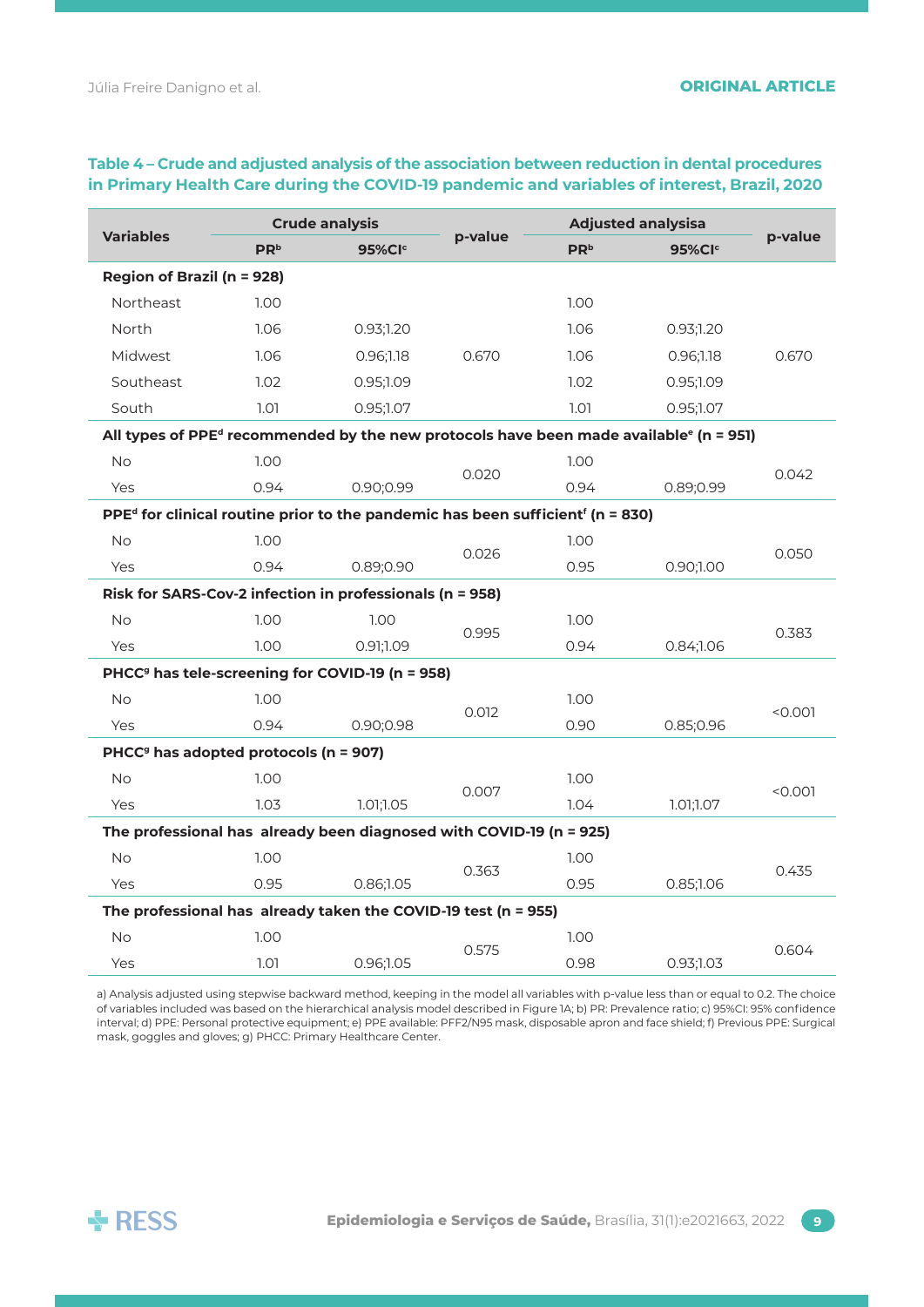**Table 4 – Crude and adjusted analysis of the association between reduction in dental procedures in Primary Health Care during the COVID-19 pandemic and variables of interest, Brazil, 2020**

| Variables | Crude analysis | | p-value | Adjusted analysis[a] | | p-value |
|---|---|---|---|---|---|---|
| | PR[b] | 95%CI[c] | | PR[b] | 95%CI[c] | |
| **Region of Brazil (n = 928)** | | | | | | |
| Northeast | 1.00 | | | 1.00 | | |
| North | 1.06 | 0.93;1.20 | | 1.06 | 0.93;1.20 | |
| Midwest | 1.06 | 0.96;1.18 | 0.670 | 1.06 | 0.96;1.18 | 0.670 |
| Southeast | 1.02 | 0.95;1.09 | | 1.02 | 0.95;1.09 | |
| South | 1.01 | 0.95;1.07 | | 1.01 | 0.95;1.07 | |
| **All types of PPE[d] recommended by the new protocols have been made available[e] (n = 951)** | | | | | | |
| No | 1.00 | | 0.020 | 1.00 | | 0.042 |
| Yes | 0.94 | 0.90;0.99 | | 0.94 | 0.89;0.99 | |
| **PPE[d] for clinical routine prior to the pandemic has been sufficient[f] (n = 830)** | | | | | | |
| No | 1.00 | | 0.026 | 1.00 | | 0.050 |
| Yes | 0.94 | 0.89;0.90 | | 0.95 | 0.90;1.00 | |
| **Risk for SARS-Cov-2 infection in professionals (n = 958)** | | | | | | |
| No | 1.00 | 1.00 | 0.995 | 1.00 | | 0.383 |
| Yes | 1.00 | 0.91;1.09 | | 0.94 | 0.84;1.06 | |
| **PHCC[g] has tele-screening for COVID-19 (n = 958)** | | | | | | |
| No | 1.00 | | 0.012 | 1.00 | | <0.001 |
| Yes | 0.94 | 0.90;0.98 | | 0.90 | 0.85;0.96 | |
| **PHCC[g] has adopted protocols (n = 907)** | | | | | | |
| No | 1.00 | | 0.007 | 1.00 | | <0.001 |
| Yes | 1.03 | 1.01;1.05 | | 1.04 | 1.01;1.07 | |
| **The professional has already been diagnosed with COVID-19 (n = 925)** | | | | | | |
| No | 1.00 | | 0.363 | 1.00 | | 0.435 |
| Yes | 0.95 | 0.86;1.05 | | 0.95 | 0.85;1.06 | |
| **The professional has already taken the COVID-19 test (n = 955)** | | | | | | |
| No | 1.00 | | 0.575 | 1.00 | | 0.604 |
| Yes | 1.01 | 0.96;1.05 | | 0.98 | 0.93;1.03 | |

a) Analysis adjusted using stepwise backward method, keeping in the model all variables with p-value less than or equal to 0.2. The choice of variables included was based on the hierarchical analysis model described in Figure 1A; b) PR: Prevalence ratio; c) 95%CI: 95% confidence interval; d) PPE: Personal protective equipment; e) PPE available: PFF2/N95 mask, disposable apron and face shield; f) Previous PPE: Surgical mask, goggles and gloves; g) PHCC: Primary Healthcare Center.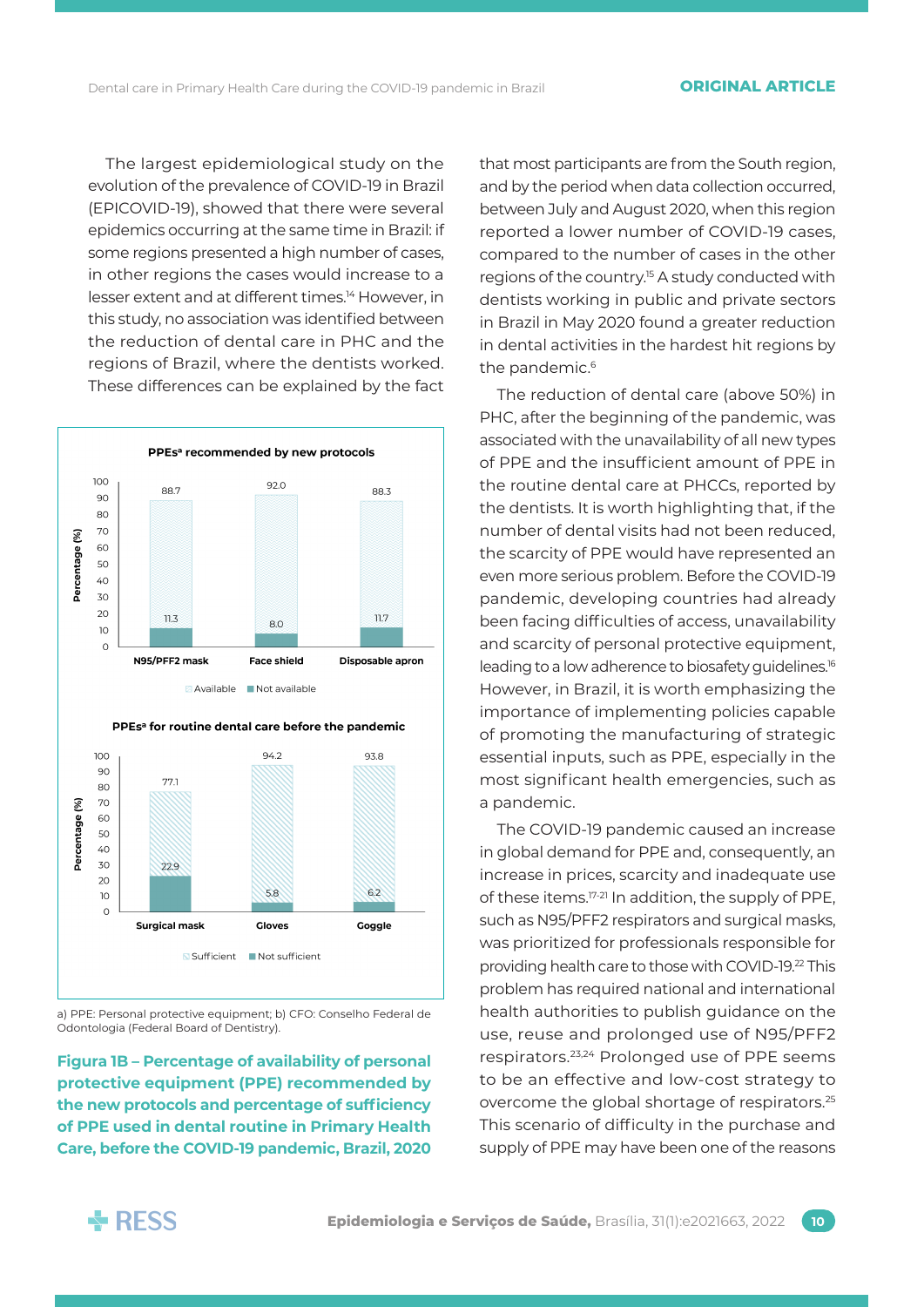The largest epidemiological study on the evolution of the prevalence of COVID-19 in Brazil (EPICOVID-19), showed that there were several epidemics occurring at the same time in Brazil: if some regions presented a high number of cases, in other regions the cases would increase to a lesser extent and at different times.[14] However, in this study, no association was identified between the reduction of dental care in PHC and the regions of Brazil, where the dentists worked. These differences can be explained by the fact that most participants are from the South region, and by the period when data collection occurred, between July and August 2020, when this region reported a lower number of COVID-19 cases, compared to the number of cases in the other regions of the country.[15] A study conducted with dentists working in public and private sectors in Brazil in May 2020 found a greater reduction in dental activities in the hardest hit regions by the pandemic.[6]

**PPEs[a] recommended by new protocols**

| | Available (%) | Not available (%) |
|---|---|---|
| N95/PFF2 mask | 88.7 | 11.3 |
| Face shield | 92.0 | 8.0 |
| Disposable apron | 88.3 | 11.7 |

**PPEs[a] for routine dental care before the pandemic**

| | Sufficient (%) | Not sufficient (%) |
|---|---|---|
| Surgical mask | 77.1 | 22.9 |
| Gloves | 94.2 | 5.8 |
| Goggle | 93.8 | 6.2 |

a) PPE: Personal protective equipment; b) CFO: Conselho Federal de Odontologia (Federal Board of Dentistry).

**Figura 1B – Percentage of availability of personal protective equipment (PPE) recommended by the new protocols and percentage of sufficiency of PPE used in dental routine in Primary Health Care, before the COVID-19 pandemic, Brazil, 2020**

The reduction of dental care (above 50%) in PHC, after the beginning of the pandemic, was associated with the unavailability of all new types of PPE and the insufficient amount of PPE in the routine dental care at PHCCs, reported by the dentists. It is worth highlighting that, if the number of dental visits had not been reduced, the scarcity of PPE would have represented an even more serious problem. Before the COVID-19 pandemic, developing countries had already been facing difficulties of access, unavailability and scarcity of personal protective equipment, leading to a low adherence to biosafety guidelines.[16] However, in Brazil, it is worth emphasizing the importance of implementing policies capable of promoting the manufacturing of strategic essential inputs, such as PPE, especially in the most significant health emergencies, such as a pandemic.

The COVID-19 pandemic caused an increase in global demand for PPE and, consequently, an increase in prices, scarcity and inadequate use of these items.[17-21] In addition, the supply of PPE, such as N95/PFF2 respirators and surgical masks, was prioritized for professionals responsible for providing health care to those with COVID-19.[22] This problem has required national and international health authorities to publish guidance on the use, reuse and prolonged use of N95/PFF2 respirators.[23,24] Prolonged use of PPE seems to be an effective and low-cost strategy to overcome the global shortage of respirators.[25] This scenario of difficulty in the purchase and supply of PPE may have been one of the reasons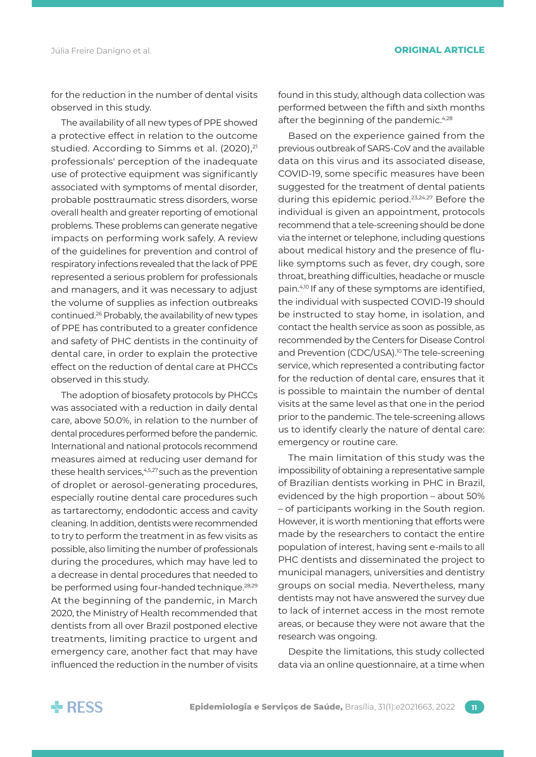for the reduction in the number of dental visits observed in this study.

The availability of all new types of PPE showed a protective effect in relation to the outcome studied. According to Simms et al. (2020),[21] professionals' perception of the inadequate use of protective equipment was significantly associated with symptoms of mental disorder, probable posttraumatic stress disorders, worse overall health and greater reporting of emotional problems. These problems can generate negative impacts on performing work safely. A review of the guidelines for prevention and control of respiratory infections revealed that the lack of PPE represented a serious problem for professionals and managers, and it was necessary to adjust the volume of supplies as infection outbreaks continued.[26] Probably, the availability of new types of PPE has contributed to a greater confidence and safety of PHC dentists in the continuity of dental care, in order to explain the protective effect on the reduction of dental care at PHCCs observed in this study.

The adoption of biosafety protocols by PHCCs was associated with a reduction in daily dental care, above 50.0%, in relation to the number of dental procedures performed before the pandemic. International and national protocols recommend measures aimed at reducing user demand for these health services,[4,5,27] such as the prevention of droplet or aerosol-generating procedures, especially routine dental care procedures such as tartarectomy, endodontic access and cavity cleaning. In addition, dentists were recommended to try to perform the treatment in as few visits as possible, also limiting the number of professionals during the procedures, which may have led to a decrease in dental procedures that needed to be performed using four-handed technique.[28,29] At the beginning of the pandemic, in March 2020, the Ministry of Health recommended that dentists from all over Brazil postponed elective treatments, limiting practice to urgent and emergency care, another fact that may have influenced the reduction in the number of visits found in this study, although data collection was performed between the fifth and sixth months after the beginning of the pandemic.[4,28]

Based on the experience gained from the previous outbreak of SARS-CoV and the available data on this virus and its associated disease, COVID-19, some specific measures have been suggested for the treatment of dental patients during this epidemic period.[23,24,27] Before the individual is given an appointment, protocols recommend that a tele-screening should be done via the internet or telephone, including questions about medical history and the presence of flu-like symptoms such as fever, dry cough, sore throat, breathing difficulties, headache or muscle pain.[4,10] If any of these symptoms are identified, the individual with suspected COVID-19 should be instructed to stay home, in isolation, and contact the health service as soon as possible, as recommended by the Centers for Disease Control and Prevention (CDC/USA).[10] The tele-screening service, which represented a contributing factor for the reduction of dental care, ensures that it is possible to maintain the number of dental visits at the same level as that one in the period prior to the pandemic. The tele-screening allows us to identify clearly the nature of dental care: emergency or routine care.

The main limitation of this study was the impossibility of obtaining a representative sample of Brazilian dentists working in PHC in Brazil, evidenced by the high proportion – about 50% – of participants working in the South region. However, it is worth mentioning that efforts were made by the researchers to contact the entire population of interest, having sent e-mails to all PHC dentists and disseminated the project to municipal managers, universities and dentistry groups on social media. Nevertheless, many dentists may not have answered the survey due to lack of internet access in the most remote areas, or because they were not aware that the research was ongoing.

Despite the limitations, this study collected data via an online questionnaire, at a time when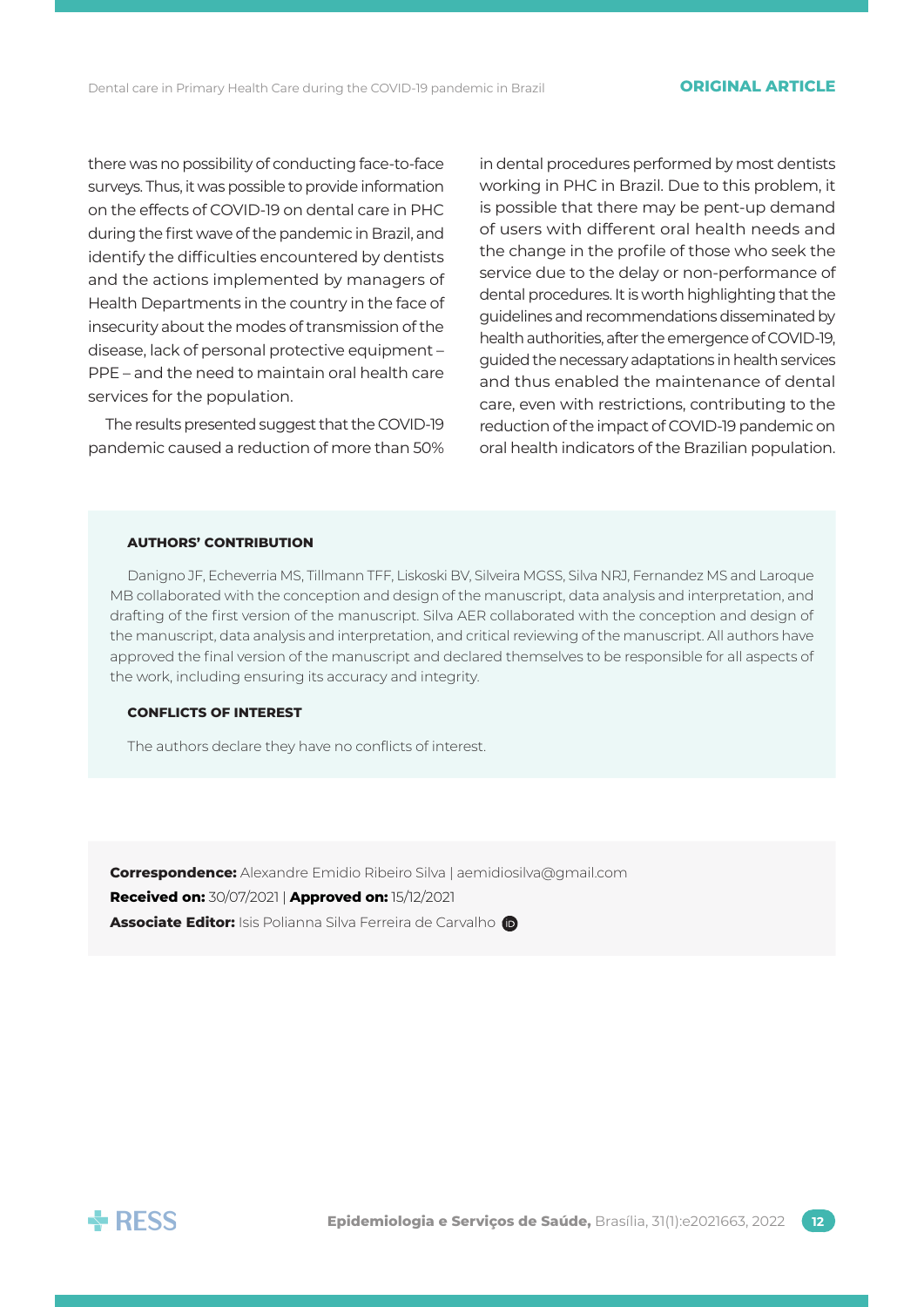there was no possibility of conducting face-to-face surveys. Thus, it was possible to provide information on the effects of COVID-19 on dental care in PHC during the first wave of the pandemic in Brazil, and identify the difficulties encountered by dentists and the actions implemented by managers of Health Departments in the country in the face of insecurity about the modes of transmission of the disease, lack of personal protective equipment – PPE – and the need to maintain oral health care services for the population.

The results presented suggest that the COVID-19 pandemic caused a reduction of more than 50% in dental procedures performed by most dentists working in PHC in Brazil. Due to this problem, it is possible that there may be pent-up demand of users with different oral health needs and the change in the profile of those who seek the service due to the delay or non-performance of dental procedures. It is worth highlighting that the guidelines and recommendations disseminated by health authorities, after the emergence of COVID-19, guided the necessary adaptations in health services and thus enabled the maintenance of dental care, even with restrictions, contributing to the reduction of the impact of COVID-19 pandemic on oral health indicators of the Brazilian population.

**AUTHORS' CONTRIBUTION**

Danigno JF, Echeverria MS, Tillmann TFF, Liskoski BV, Silveira MGSS, Silva NRJ, Fernandez MS and Laroque MB collaborated with the conception and design of the manuscript, data analysis and interpretation, and drafting of the first version of the manuscript. Silva AER collaborated with the conception and design of the manuscript, data analysis and interpretation, and critical reviewing of the manuscript. All authors have approved the final version of the manuscript and declared themselves to be responsible for all aspects of the work, including ensuring its accuracy and integrity.

**CONFLICTS OF INTEREST**

The authors declare they have no conflicts of interest.

**Correspondence:** Alexandre Emidio Ribeiro Silva | aemidiosilva@gmail.com
**Received on:** 30/07/2021 | **Approved on:** 15/12/2021
**Associate Editor:** Isis Polianna Silva Ferreira de Carvalho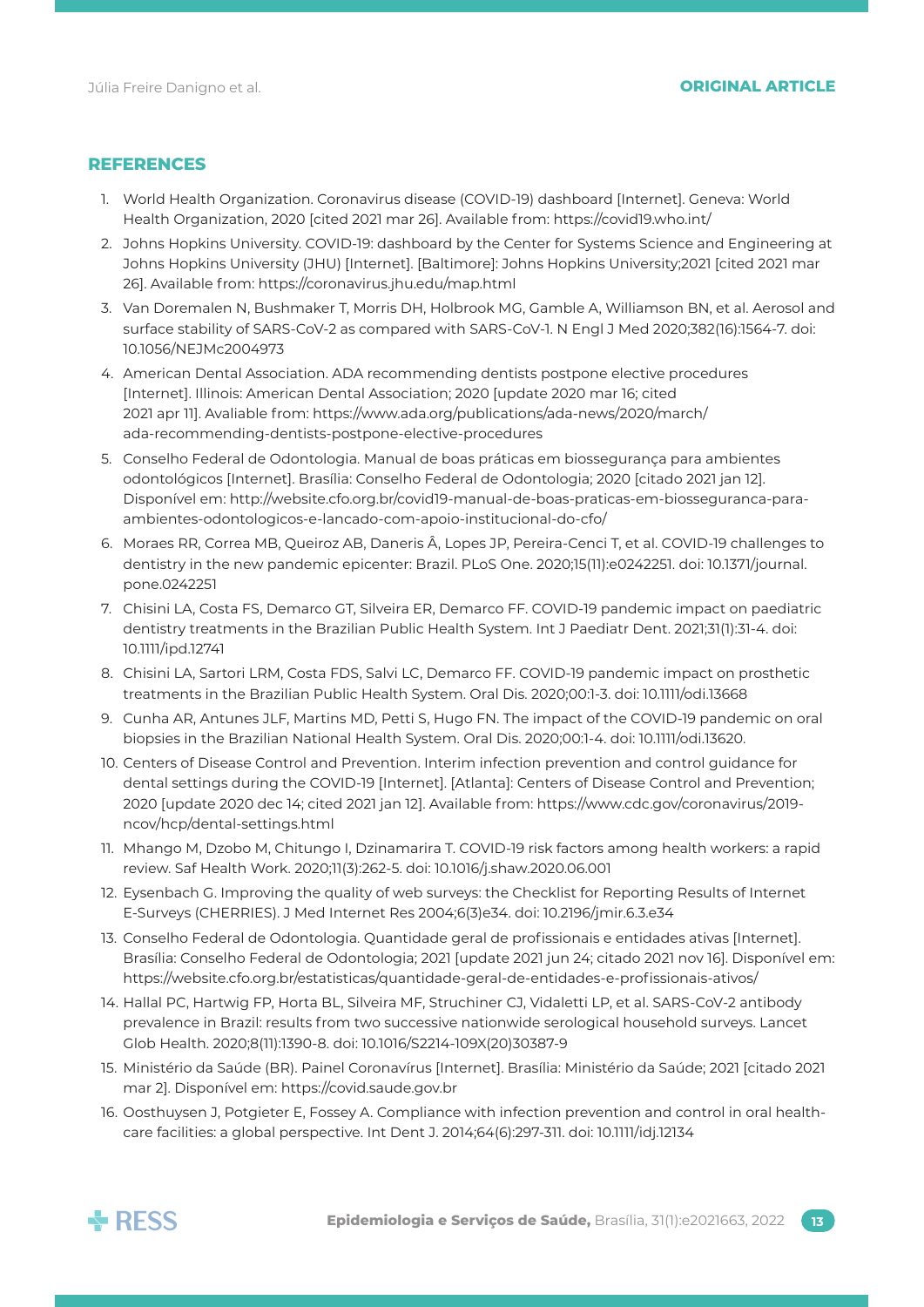## REFERENCES

1. World Health Organization. Coronavirus disease (COVID-19) dashboard [Internet]. Geneva: World Health Organization, 2020 [cited 2021 mar 26]. Available from: https://covid19.who.int/
2. Johns Hopkins University. COVID-19: dashboard by the Center for Systems Science and Engineering at Johns Hopkins University (JHU) [Internet]. [Baltimore]: Johns Hopkins University;2021 [cited 2021 mar 26]. Available from: https://coronavirus.jhu.edu/map.html
3. Van Doremalen N, Bushmaker T, Morris DH, Holbrook MG, Gamble A, Williamson BN, et al. Aerosol and surface stability of SARS-CoV-2 as compared with SARS-CoV-1. N Engl J Med 2020;382(16):1564-7. doi: 10.1056/NEJMc2004973
4. American Dental Association. ADA recommending dentists postpone elective procedures [Internet]. Illinois: American Dental Association; 2020 [update 2020 mar 16; cited 2021 apr 11]. Avaliable from: https://www.ada.org/publications/ada-news/2020/march/ada-recommending-dentists-postpone-elective-procedures
5. Conselho Federal de Odontologia. Manual de boas práticas em biossegurança para ambientes odontológicos [Internet]. Brasília: Conselho Federal de Odontologia; 2020 [citado 2021 jan 12]. Disponível em: http://website.cfo.org.br/covid19-manual-de-boas-praticas-em-biosseguranca-para-ambientes-odontologicos-e-lancado-com-apoio-institucional-do-cfo/
6. Moraes RR, Correa MB, Queiroz AB, Daneris Â, Lopes JP, Pereira-Cenci T, et al. COVID-19 challenges to dentistry in the new pandemic epicenter: Brazil. PLoS One. 2020;15(11):e0242251. doi: 10.1371/journal.pone.0242251
7. Chisini LA, Costa FS, Demarco GT, Silveira ER, Demarco FF. COVID-19 pandemic impact on paediatric dentistry treatments in the Brazilian Public Health System. Int J Paediatr Dent. 2021;31(1):31-4. doi: 10.1111/ipd.12741
8. Chisini LA, Sartori LRM, Costa FDS, Salvi LC, Demarco FF. COVID-19 pandemic impact on prosthetic treatments in the Brazilian Public Health System. Oral Dis. 2020;00:1-3. doi: 10.1111/odi.13668
9. Cunha AR, Antunes JLF, Martins MD, Petti S, Hugo FN. The impact of the COVID-19 pandemic on oral biopsies in the Brazilian National Health System. Oral Dis. 2020;00:1-4. doi: 10.1111/odi.13620.
10. Centers of Disease Control and Prevention. Interim infection prevention and control guidance for dental settings during the COVID-19 [Internet]. [Atlanta]: Centers of Disease Control and Prevention; 2020 [update 2020 dec 14; cited 2021 jan 12]. Available from: https://www.cdc.gov/coronavirus/2019-ncov/hcp/dental-settings.html
11. Mhango M, Dzobo M, Chitungo I, Dzinamarira T. COVID-19 risk factors among health workers: a rapid review. Saf Health Work. 2020;11(3):262-5. doi: 10.1016/j.shaw.2020.06.001
12. Eysenbach G. Improving the quality of web surveys: the Checklist for Reporting Results of Internet E-Surveys (CHERRIES). J Med Internet Res 2004;6(3)e34. doi: 10.2196/jmir.6.3.e34
13. Conselho Federal de Odontologia. Quantidade geral de profissionais e entidades ativas [Internet]. Brasília: Conselho Federal de Odontologia; 2021 [update 2021 jun 24; citado 2021 nov 16]. Disponível em: https://website.cfo.org.br/estatisticas/quantidade-geral-de-entidades-e-profissionais-ativos/
14. Hallal PC, Hartwig FP, Horta BL, Silveira MF, Struchiner CJ, Vidaletti LP, et al. SARS-CoV-2 antibody prevalence in Brazil: results from two successive nationwide serological household surveys. Lancet Glob Health. 2020;8(11):1390-8. doi: 10.1016/S2214-109X(20)30387-9
15. Ministério da Saúde (BR). Painel Coronavírus [Internet]. Brasília: Ministério da Saúde; 2021 [citado 2021 mar 2]. Disponível em: https://covid.saude.gov.br
16. Oosthuysen J, Potgieter E, Fossey A. Compliance with infection prevention and control in oral health-care facilities: a global perspective. Int Dent J. 2014;64(6):297-311. doi: 10.1111/idj.12134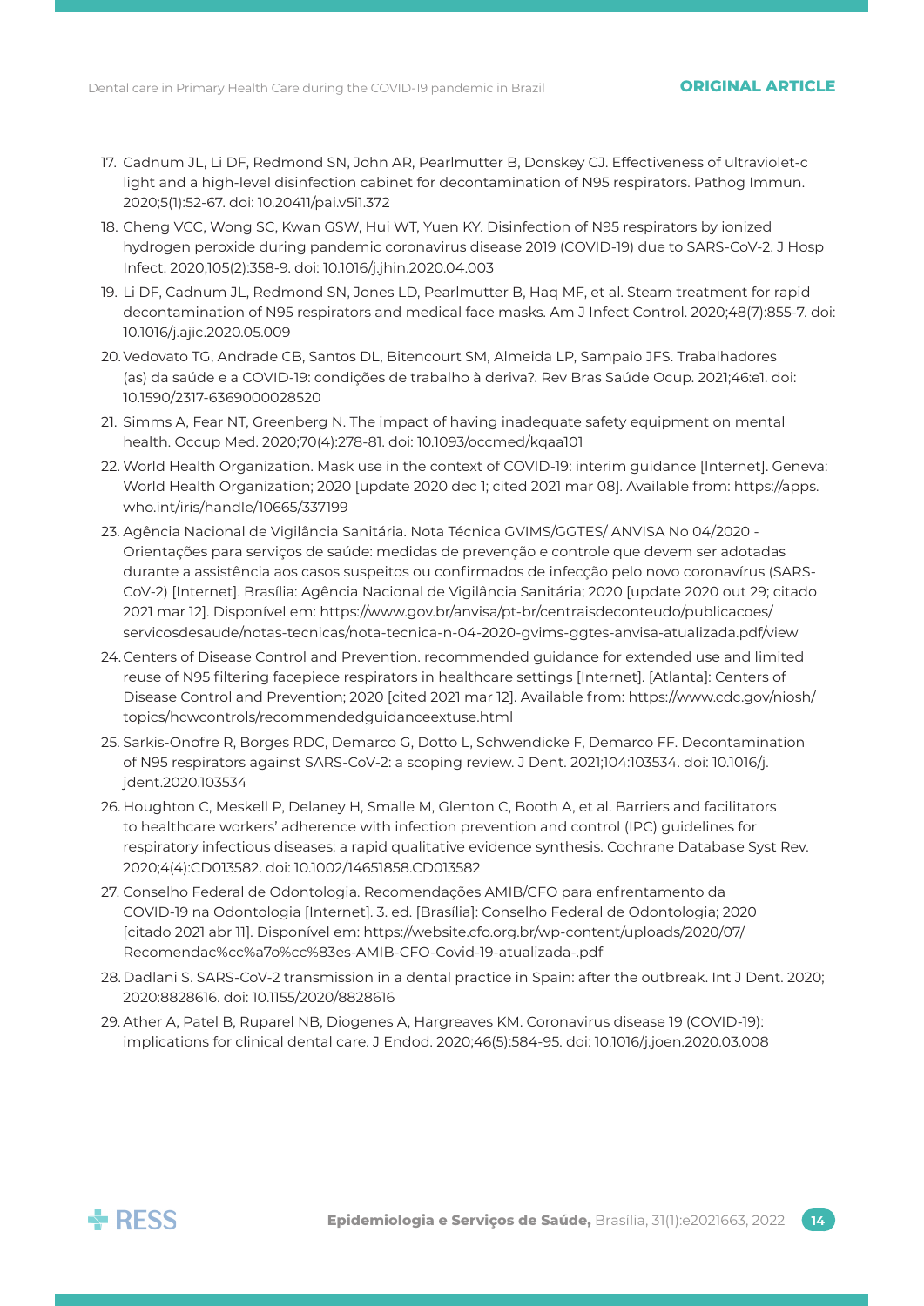17. Cadnum JL, Li DF, Redmond SN, John AR, Pearlmutter B, Donskey CJ. Effectiveness of ultraviolet-c light and a high-level disinfection cabinet for decontamination of N95 respirators. Pathog Immun. 2020;5(1):52-67. doi: 10.20411/pai.v5i1.372
18. Cheng VCC, Wong SC, Kwan GSW, Hui WT, Yuen KY. Disinfection of N95 respirators by ionized hydrogen peroxide during pandemic coronavirus disease 2019 (COVID-19) due to SARS-CoV-2. J Hosp Infect. 2020;105(2):358-9. doi: 10.1016/j.jhin.2020.04.003
19. Li DF, Cadnum JL, Redmond SN, Jones LD, Pearlmutter B, Haq MF, et al. Steam treatment for rapid decontamination of N95 respirators and medical face masks. Am J Infect Control. 2020;48(7):855-7. doi: 10.1016/j.ajic.2020.05.009
20. Vedovato TG, Andrade CB, Santos DL, Bitencourt SM, Almeida LP, Sampaio JFS. Trabalhadores (as) da saúde e a COVID-19: condições de trabalho à deriva?. Rev Bras Saúde Ocup. 2021;46:e1. doi: 10.1590/2317-6369000028520
21. Simms A, Fear NT, Greenberg N. The impact of having inadequate safety equipment on mental health. Occup Med. 2020;70(4):278-81. doi: 10.1093/occmed/kqaa101
22. World Health Organization. Mask use in the context of COVID-19: interim guidance [Internet]. Geneva: World Health Organization; 2020 [update 2020 dec 1; cited 2021 mar 08]. Available from: https://apps.who.int/iris/handle/10665/337199
23. Agência Nacional de Vigilância Sanitária. Nota Técnica GVIMS/GGTES/ ANVISA No 04/2020 - Orientações para serviços de saúde: medidas de prevenção e controle que devem ser adotadas durante a assistência aos casos suspeitos ou confirmados de infecção pelo novo coronavírus (SARS-CoV-2) [Internet]. Brasília: Agência Nacional de Vigilância Sanitária; 2020 [update 2020 out 29; citado 2021 mar 12]. Disponível em: https://www.gov.br/anvisa/pt-br/centraisdeconteudo/publicacoes/servicosdesaude/notas-tecnicas/nota-tecnica-n-04-2020-gvims-ggtes-anvisa-atualizada.pdf/view
24. Centers of Disease Control and Prevention. recommended guidance for extended use and limited reuse of N95 filtering facepiece respirators in healthcare settings [Internet]. [Atlanta]: Centers of Disease Control and Prevention; 2020 [cited 2021 mar 12]. Available from: https://www.cdc.gov/niosh/topics/hcwcontrols/recommendedguidanceextuse.html
25. Sarkis-Onofre R, Borges RDC, Demarco G, Dotto L, Schwendicke F, Demarco FF. Decontamination of N95 respirators against SARS-CoV-2: a scoping review. J Dent. 2021;104:103534. doi: 10.1016/j.jdent.2020.103534
26. Houghton C, Meskell P, Delaney H, Smalle M, Glenton C, Booth A, et al. Barriers and facilitators to healthcare workers' adherence with infection prevention and control (IPC) guidelines for respiratory infectious diseases: a rapid qualitative evidence synthesis. Cochrane Database Syst Rev. 2020;4(4):CD013582. doi: 10.1002/14651858.CD013582
27. Conselho Federal de Odontologia. Recomendações AMIB/CFO para enfrentamento da COVID-19 na Odontologia [Internet]. 3. ed. [Brasília]: Conselho Federal de Odontologia; 2020 [citado 2021 abr 11]. Disponível em: https://website.cfo.org.br/wp-content/uploads/2020/07/Recomendac%cc%a7o%cc%83es-AMIB-CFO-Covid-19-atualizada-.pdf
28. Dadlani S. SARS-CoV-2 transmission in a dental practice in Spain: after the outbreak. Int J Dent. 2020; 2020:8828616. doi: 10.1155/2020/8828616
29. Ather A, Patel B, Ruparel NB, Diogenes A, Hargreaves KM. Coronavirus disease 19 (COVID-19): implications for clinical dental care. J Endod. 2020;46(5):584-95. doi: 10.1016/j.joen.2020.03.008